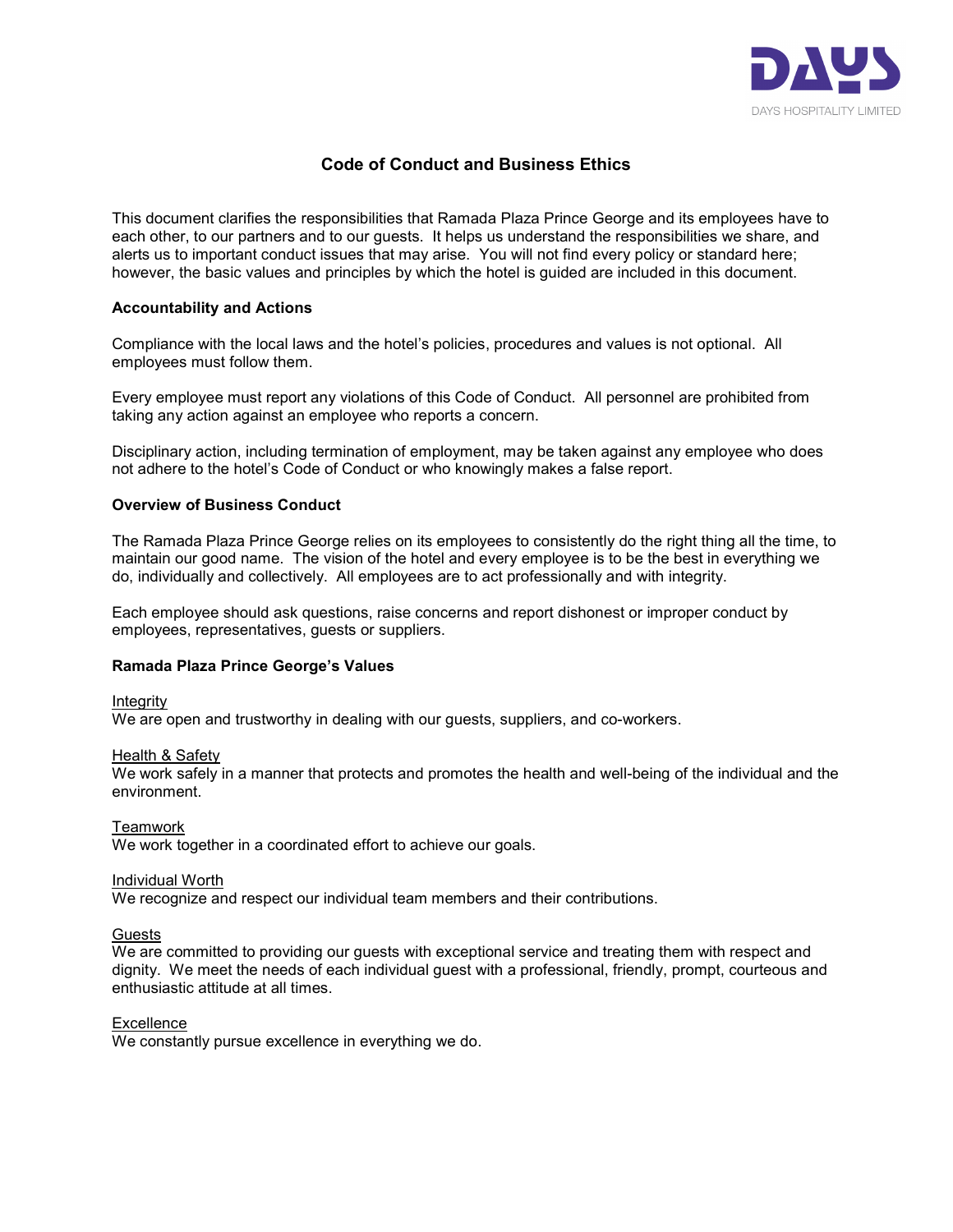DAYS

DAYS HOSPITALITY LIMITED

# Code of Conduct and Business Ethics

This document clarifies the responsibilities that Ramada Plaza Prince George and its employees have to each other, to our partners and to our guests. It helps us understand the responsibilities we share, and alerts us to important conduct issues that may arise. You will not find every policy or standard here; however, the basic values and principles by which the hotel is guided are included in this document.

**Accountability and Actions**

Compliance with the local laws and the hotel's policies, procedures and values is not optional. All employees must follow them.

Every employee must report any violations of this Code of Conduct. All personnel are prohibited from taking any action against an employee who reports a concern.

Disciplinary action, including termination of employment, may be taken against any employee who does not adhere to the hotel's Code of Conduct or who knowingly makes a false report.

**Overview of Business Conduct**

The Ramada Plaza Prince George relies on its employees to consistently do the right thing all the time, to maintain our good name. The vision of the hotel and every employee is to be the best in everything we do, individually and collectively. All employees are to act professionally and with integrity.

Each employee should ask questions, raise concerns and report dishonest or improper conduct by employees, representatives, guests or suppliers.

**Ramada Plaza Prince George's Values**

Integrity
We are open and trustworthy in dealing with our guests, suppliers, and co-workers.

Health & Safety
We work safely in a manner that protects and promotes the health and well-being of the individual and the environment.

Teamwork
We work together in a coordinated effort to achieve our goals.

Individual Worth
We recognize and respect our individual team members and their contributions.

Guests
We are committed to providing our guests with exceptional service and treating them with respect and dignity. We meet the needs of each individual guest with a professional, friendly, prompt, courteous and enthusiastic attitude at all times.

Excellence
We constantly pursue excellence in everything we do.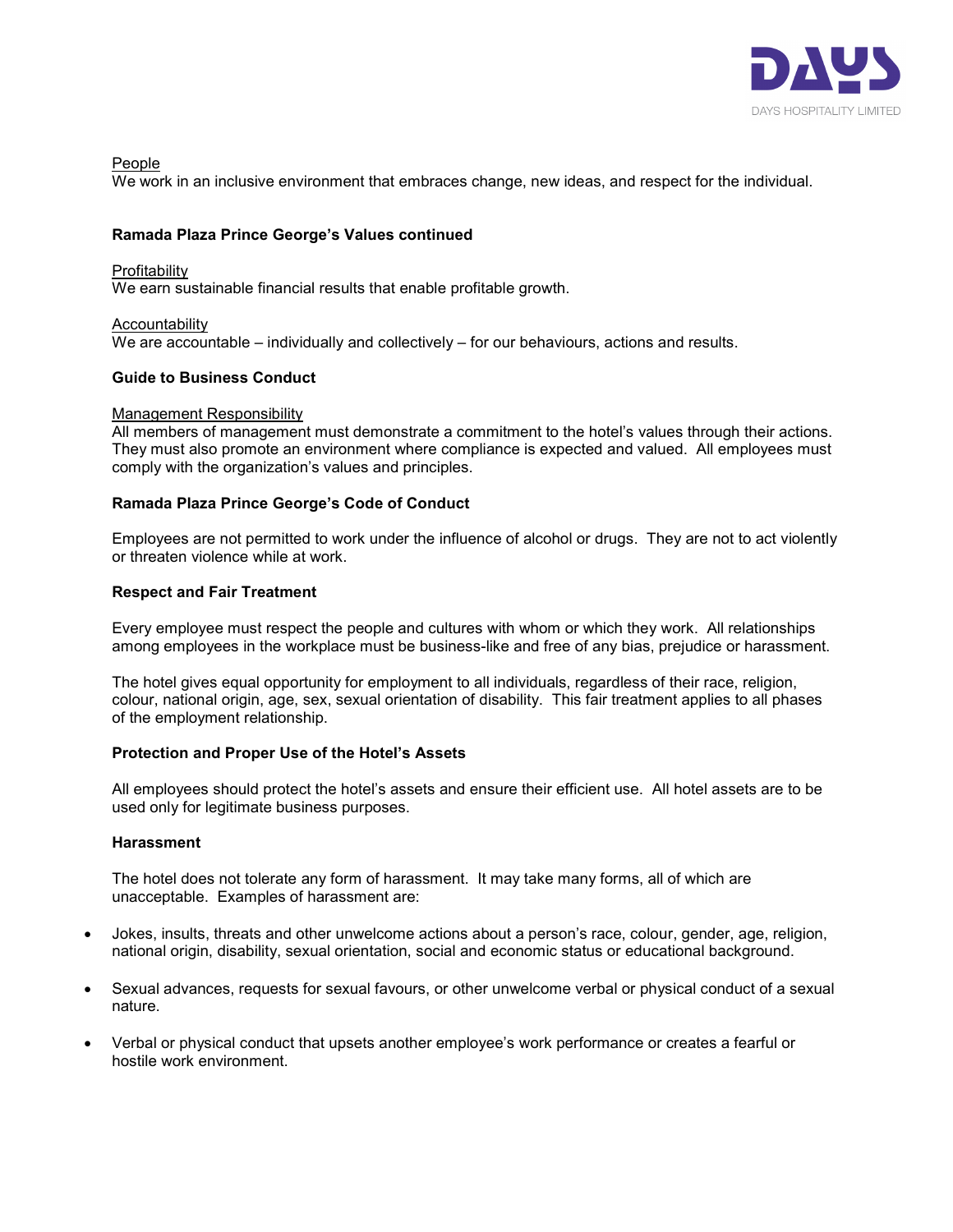People
We work in an inclusive environment that embraces change, new ideas, and respect for the individual.

**Ramada Plaza Prince George's Values continued**

Profitability
We earn sustainable financial results that enable profitable growth.

Accountability
We are accountable – individually and collectively – for our behaviours, actions and results.

**Guide to Business Conduct**

Management Responsibility
All members of management must demonstrate a commitment to the hotel's values through their actions. They must also promote an environment where compliance is expected and valued. All employees must comply with the organization's values and principles.

**Ramada Plaza Prince George's Code of Conduct**

Employees are not permitted to work under the influence of alcohol or drugs. They are not to act violently or threaten violence while at work.

**Respect and Fair Treatment**

Every employee must respect the people and cultures with whom or which they work. All relationships among employees in the workplace must be business-like and free of any bias, prejudice or harassment.

The hotel gives equal opportunity for employment to all individuals, regardless of their race, religion, colour, national origin, age, sex, sexual orientation of disability. This fair treatment applies to all phases of the employment relationship.

**Protection and Proper Use of the Hotel's Assets**

All employees should protect the hotel's assets and ensure their efficient use. All hotel assets are to be used only for legitimate business purposes.

**Harassment**

The hotel does not tolerate any form of harassment. It may take many forms, all of which are unacceptable. Examples of harassment are:

- Jokes, insults, threats and other unwelcome actions about a person's race, colour, gender, age, religion, national origin, disability, sexual orientation, social and economic status or educational background.
- Sexual advances, requests for sexual favours, or other unwelcome verbal or physical conduct of a sexual nature.
- Verbal or physical conduct that upsets another employee's work performance or creates a fearful or hostile work environment.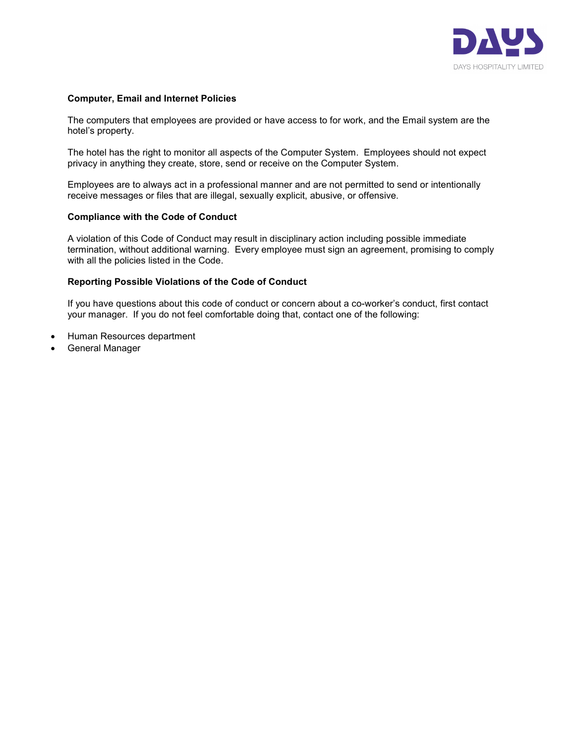**Computer, Email and Internet Policies**

The computers that employees are provided or have access to for work, and the Email system are the hotel's property.

The hotel has the right to monitor all aspects of the Computer System. Employees should not expect privacy in anything they create, store, send or receive on the Computer System.

Employees are to always act in a professional manner and are not permitted to send or intentionally receive messages or files that are illegal, sexually explicit, abusive, or offensive.

**Compliance with the Code of Conduct**

A violation of this Code of Conduct may result in disciplinary action including possible immediate termination, without additional warning. Every employee must sign an agreement, promising to comply with all the policies listed in the Code.

**Reporting Possible Violations of the Code of Conduct**

If you have questions about this code of conduct or concern about a co-worker's conduct, first contact your manager. If you do not feel comfortable doing that, contact one of the following:

- Human Resources department
- General Manager